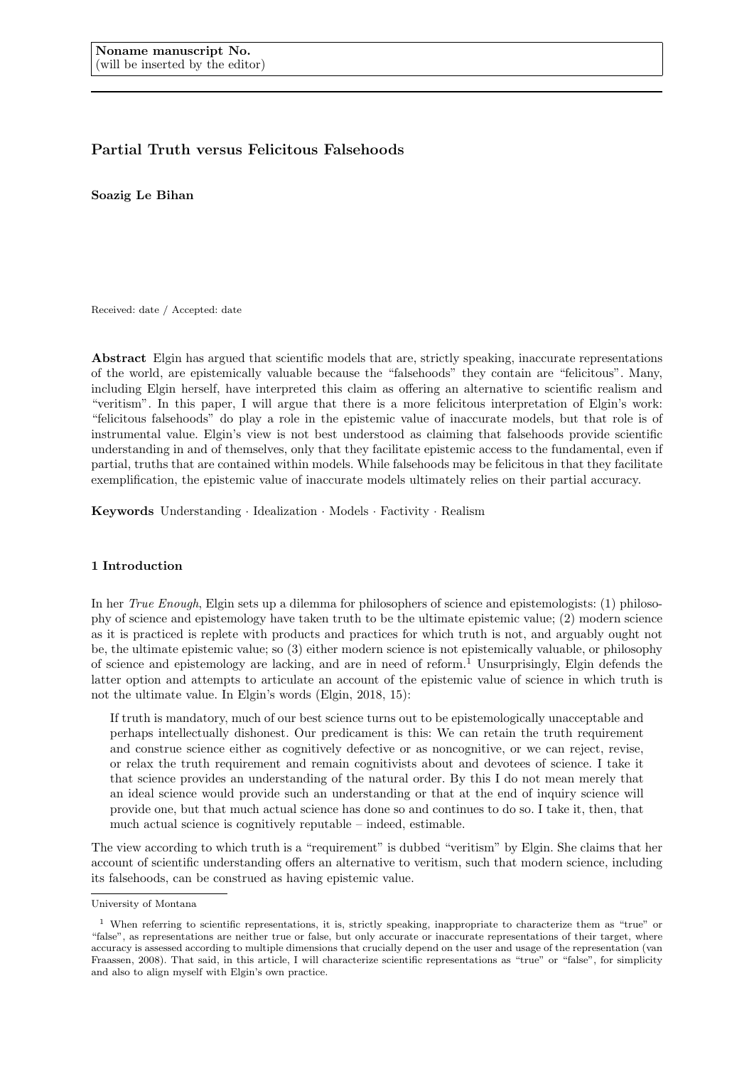**Noname manuscript No.**
(will be inserted by the editor)

# Partial Truth versus Felicitous Falsehoods

**Soazig Le Bihan**

Received: date / Accepted: date

**Abstract** Elgin has argued that scientific models that are, strictly speaking, inaccurate representations of the world, are epistemically valuable because the "falsehoods" they contain are "felicitous". Many, including Elgin herself, have interpreted this claim as offering an alternative to scientific realism and "veritism". In this paper, I will argue that there is a more felicitous interpretation of Elgin's work: "felicitous falsehoods" do play a role in the epistemic value of inaccurate models, but that role is of instrumental value. Elgin's view is not best understood as claiming that falsehoods provide scientific understanding in and of themselves, only that they facilitate epistemic access to the fundamental, even if partial, truths that are contained within models. While falsehoods may be felicitous in that they facilitate exemplification, the epistemic value of inaccurate models ultimately relies on their partial accuracy.

**Keywords** Understanding · Idealization · Models · Factivity · Realism

## 1 Introduction

In her *True Enough*, Elgin sets up a dilemma for philosophers of science and epistemologists: (1) philosophy of science and epistemology have taken truth to be the ultimate epistemic value; (2) modern science as it is practiced is replete with products and practices for which truth is not, and arguably ought not be, the ultimate epistemic value; so (3) either modern science is not epistemically valuable, or philosophy of science and epistemology are lacking, and are in need of reform.[1] Unsurprisingly, Elgin defends the latter option and attempts to articulate an account of the epistemic value of science in which truth is not the ultimate value. In Elgin's words (Elgin, 2018, 15):

> If truth is mandatory, much of our best science turns out to be epistemologically unacceptable and perhaps intellectually dishonest. Our predicament is this: We can retain the truth requirement and construe science either as cognitively defective or as noncognitive, or we can reject, revise, or relax the truth requirement and remain cognitivists about and devotees of science. I take it that science provides an understanding of the natural order. By this I do not mean merely that an ideal science would provide such an understanding or that at the end of inquiry science will provide one, but that much actual science has done so and continues to do so. I take it, then, that much actual science is cognitively reputable – indeed, estimable.

The view according to which truth is a "requirement" is dubbed "veritism" by Elgin. She claims that her account of scientific understanding offers an alternative to veritism, such that modern science, including its falsehoods, can be construed as having epistemic value.

University of Montana

[1] When referring to scientific representations, it is, strictly speaking, inappropriate to characterize them as "true" or "false", as representations are neither true or false, but only accurate or inaccurate representations of their target, where accuracy is assessed according to multiple dimensions that crucially depend on the user and usage of the representation (van Fraassen, 2008). That said, in this article, I will characterize scientific representations as "true" or "false", for simplicity and also to align myself with Elgin's own practice.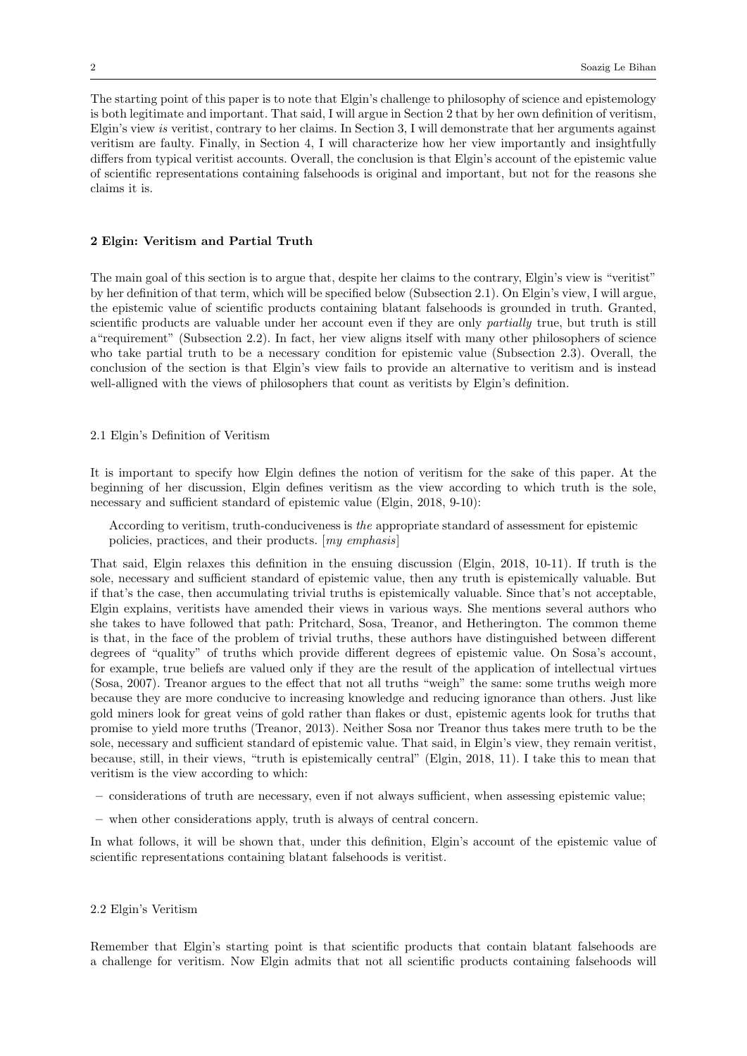The starting point of this paper is to note that Elgin's challenge to philosophy of science and epistemology is both legitimate and important. That said, I will argue in Section 2 that by her own definition of veritism, Elgin's view *is* veritist, contrary to her claims. In Section 3, I will demonstrate that her arguments against veritism are faulty. Finally, in Section 4, I will characterize how her view importantly and insightfully differs from typical veritist accounts. Overall, the conclusion is that Elgin's account of the epistemic value of scientific representations containing falsehoods is original and important, but not for the reasons she claims it is.

## 2 Elgin: Veritism and Partial Truth

The main goal of this section is to argue that, despite her claims to the contrary, Elgin's view is "veritist" by her definition of that term, which will be specified below (Subsection 2.1). On Elgin's view, I will argue, the epistemic value of scientific products containing blatant falsehoods is grounded in truth. Granted, scientific products are valuable under her account even if they are only *partially* true, but truth is still a"requirement" (Subsection 2.2). In fact, her view aligns itself with many other philosophers of science who take partial truth to be a necessary condition for epistemic value (Subsection 2.3). Overall, the conclusion of the section is that Elgin's view fails to provide an alternative to veritism and is instead well-alligned with the views of philosophers that count as veritists by Elgin's definition.

### 2.1 Elgin's Definition of Veritism

It is important to specify how Elgin defines the notion of veritism for the sake of this paper. At the beginning of her discussion, Elgin defines veritism as the view according to which truth is the sole, necessary and sufficient standard of epistemic value (Elgin, 2018, 9-10):

> According to veritism, truth-conduciveness is *the* appropriate standard of assessment for epistemic policies, practices, and their products. [*my emphasis*]

That said, Elgin relaxes this definition in the ensuing discussion (Elgin, 2018, 10-11). If truth is the sole, necessary and sufficient standard of epistemic value, then any truth is epistemically valuable. But if that's the case, then accumulating trivial truths is epistemically valuable. Since that's not acceptable, Elgin explains, veritists have amended their views in various ways. She mentions several authors who she takes to have followed that path: Pritchard, Sosa, Treanor, and Hetherington. The common theme is that, in the face of the problem of trivial truths, these authors have distinguished between different degrees of "quality" of truths which provide different degrees of epistemic value. On Sosa's account, for example, true beliefs are valued only if they are the result of the application of intellectual virtues (Sosa, 2007). Treanor argues to the effect that not all truths "weigh" the same: some truths weigh more because they are more conducive to increasing knowledge and reducing ignorance than others. Just like gold miners look for great veins of gold rather than flakes or dust, epistemic agents look for truths that promise to yield more truths (Treanor, 2013). Neither Sosa nor Treanor thus takes mere truth to be the sole, necessary and sufficient standard of epistemic value. That said, in Elgin's view, they remain veritist, because, still, in their views, "truth is epistemically central" (Elgin, 2018, 11). I take this to mean that veritism is the view according to which:

- considerations of truth are necessary, even if not always sufficient, when assessing epistemic value;
- when other considerations apply, truth is always of central concern.

In what follows, it will be shown that, under this definition, Elgin's account of the epistemic value of scientific representations containing blatant falsehoods is veritist.

### 2.2 Elgin's Veritism

Remember that Elgin's starting point is that scientific products that contain blatant falsehoods are a challenge for veritism. Now Elgin admits that not all scientific products containing falsehoods will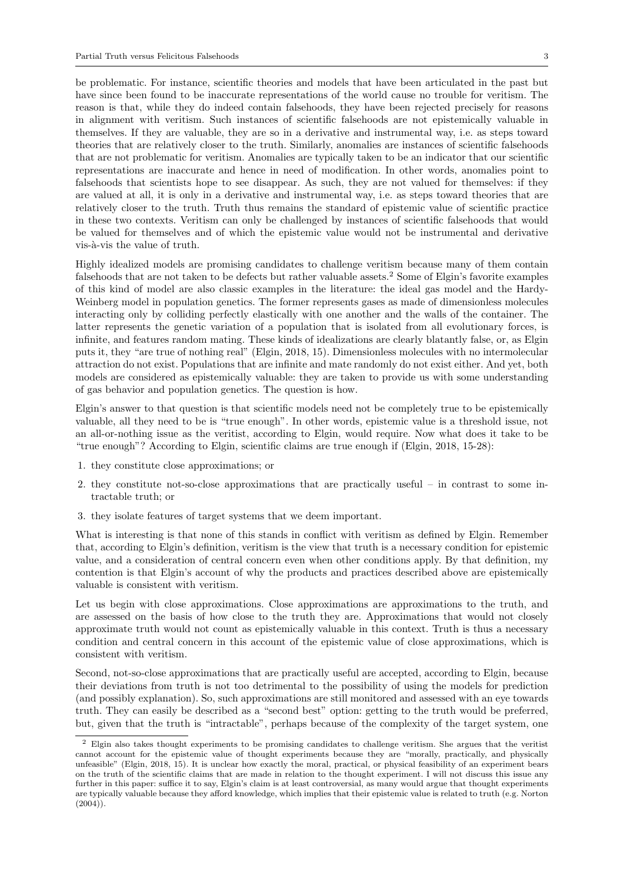be problematic. For instance, scientific theories and models that have been articulated in the past but have since been found to be inaccurate representations of the world cause no trouble for veritism. The reason is that, while they do indeed contain falsehoods, they have been rejected precisely for reasons in alignment with veritism. Such instances of scientific falsehoods are not epistemically valuable in themselves. If they are valuable, they are so in a derivative and instrumental way, i.e. as steps toward theories that are relatively closer to the truth. Similarly, anomalies are instances of scientific falsehoods that are not problematic for veritism. Anomalies are typically taken to be an indicator that our scientific representations are inaccurate and hence in need of modification. In other words, anomalies point to falsehoods that scientists hope to see disappear. As such, they are not valued for themselves: if they are valued at all, it is only in a derivative and instrumental way, i.e. as steps toward theories that are relatively closer to the truth. Truth thus remains the standard of epistemic value of scientific practice in these two contexts. Veritism can only be challenged by instances of scientific falsehoods that would be valued for themselves and of which the epistemic value would not be instrumental and derivative vis-à-vis the value of truth.

Highly idealized models are promising candidates to challenge veritism because many of them contain falsehoods that are not taken to be defects but rather valuable assets.[2] Some of Elgin's favorite examples of this kind of model are also classic examples in the literature: the ideal gas model and the Hardy-Weinberg model in population genetics. The former represents gases as made of dimensionless molecules interacting only by colliding perfectly elastically with one another and the walls of the container. The latter represents the genetic variation of a population that is isolated from all evolutionary forces, is infinite, and features random mating. These kinds of idealizations are clearly blatantly false, or, as Elgin puts it, they "are true of nothing real" (Elgin, 2018, 15). Dimensionless molecules with no intermolecular attraction do not exist. Populations that are infinite and mate randomly do not exist either. And yet, both models are considered as epistemically valuable: they are taken to provide us with some understanding of gas behavior and population genetics. The question is how.

Elgin's answer to that question is that scientific models need not be completely true to be epistemically valuable, all they need to be is "true enough". In other words, epistemic value is a threshold issue, not an all-or-nothing issue as the veritist, according to Elgin, would require. Now what does it take to be "true enough"? According to Elgin, scientific claims are true enough if (Elgin, 2018, 15-28):

1. they constitute close approximations; or
2. they constitute not-so-close approximations that are practically useful – in contrast to some intractable truth; or
3. they isolate features of target systems that we deem important.

What is interesting is that none of this stands in conflict with veritism as defined by Elgin. Remember that, according to Elgin's definition, veritism is the view that truth is a necessary condition for epistemic value, and a consideration of central concern even when other conditions apply. By that definition, my contention is that Elgin's account of why the products and practices described above are epistemically valuable is consistent with veritism.

Let us begin with close approximations. Close approximations are approximations to the truth, and are assessed on the basis of how close to the truth they are. Approximations that would not closely approximate truth would not count as epistemically valuable in this context. Truth is thus a necessary condition and central concern in this account of the epistemic value of close approximations, which is consistent with veritism.

Second, not-so-close approximations that are practically useful are accepted, according to Elgin, because their deviations from truth is not too detrimental to the possibility of using the models for prediction (and possibly explanation). So, such approximations are still monitored and assessed with an eye towards truth. They can easily be described as a "second best" option: getting to the truth would be preferred, but, given that the truth is "intractable", perhaps because of the complexity of the target system, one

[2] Elgin also takes thought experiments to be promising candidates to challenge veritism. She argues that the veritist cannot account for the epistemic value of thought experiments because they are "morally, practically, and physically unfeasible" (Elgin, 2018, 15). It is unclear how exactly the moral, practical, or physical feasibility of an experiment bears on the truth of the scientific claims that are made in relation to the thought experiment. I will not discuss this issue any further in this paper: suffice it to say, Elgin's claim is at least controversial, as many would argue that thought experiments are typically valuable because they afford knowledge, which implies that their epistemic value is related to truth (e.g. Norton (2004)).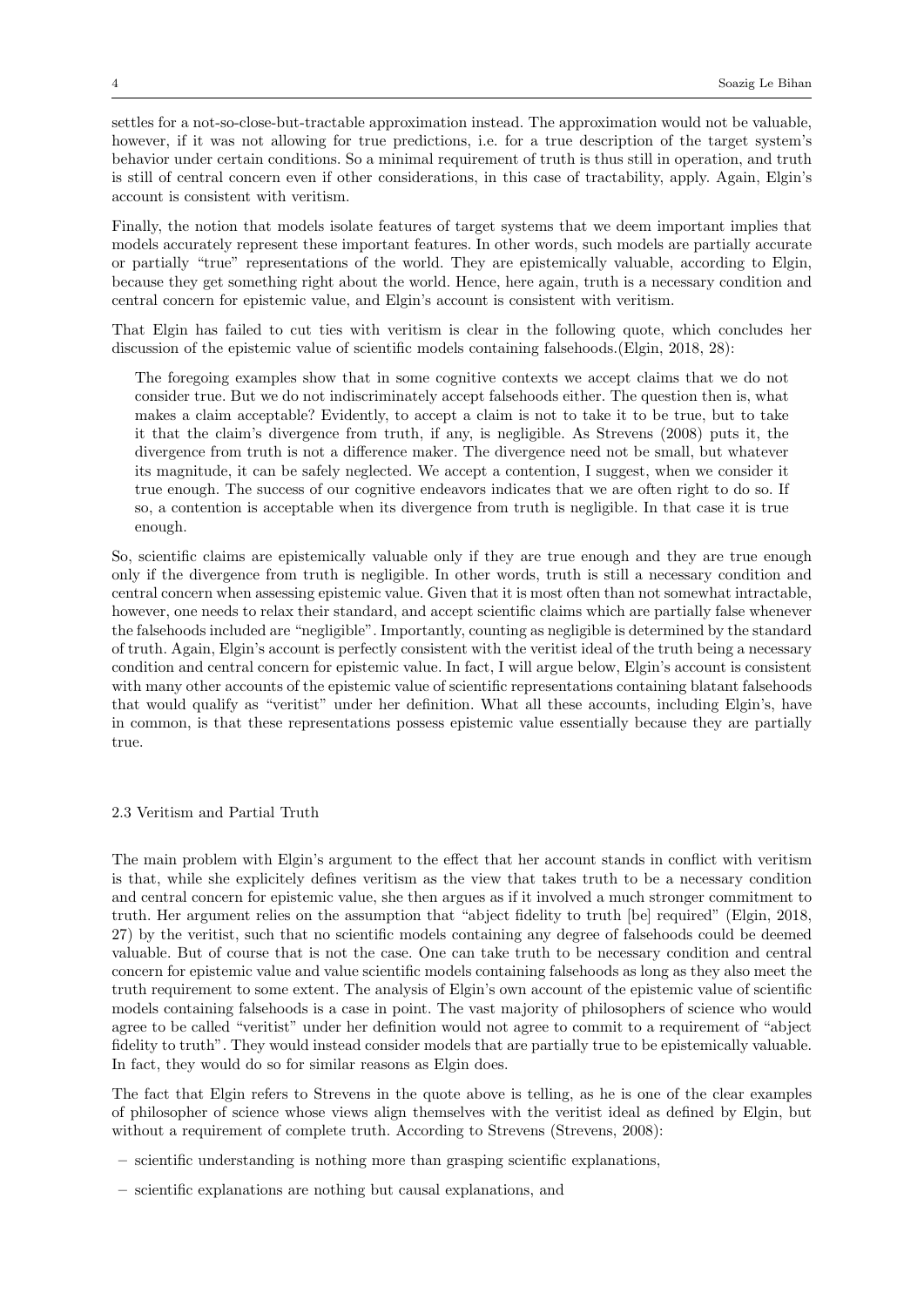settles for a not-so-close-but-tractable approximation instead. The approximation would not be valuable, however, if it was not allowing for true predictions, i.e. for a true description of the target system's behavior under certain conditions. So a minimal requirement of truth is thus still in operation, and truth is still of central concern even if other considerations, in this case of tractability, apply. Again, Elgin's account is consistent with veritism.

Finally, the notion that models isolate features of target systems that we deem important implies that models accurately represent these important features. In other words, such models are partially accurate or partially "true" representations of the world. They are epistemically valuable, according to Elgin, because they get something right about the world. Hence, here again, truth is a necessary condition and central concern for epistemic value, and Elgin's account is consistent with veritism.

That Elgin has failed to cut ties with veritism is clear in the following quote, which concludes her discussion of the epistemic value of scientific models containing falsehoods.(Elgin, 2018, 28):

> The foregoing examples show that in some cognitive contexts we accept claims that we do not consider true. But we do not indiscriminately accept falsehoods either. The question then is, what makes a claim acceptable? Evidently, to accept a claim is not to take it to be true, but to take it that the claim's divergence from truth, if any, is negligible. As Strevens (2008) puts it, the divergence from truth is not a difference maker. The divergence need not be small, but whatever its magnitude, it can be safely neglected. We accept a contention, I suggest, when we consider it true enough. The success of our cognitive endeavors indicates that we are often right to do so. If so, a contention is acceptable when its divergence from truth is negligible. In that case it is true enough.

So, scientific claims are epistemically valuable only if they are true enough and they are true enough only if the divergence from truth is negligible. In other words, truth is still a necessary condition and central concern when assessing epistemic value. Given that it is most often than not somewhat intractable, however, one needs to relax their standard, and accept scientific claims which are partially false whenever the falsehoods included are "negligible". Importantly, counting as negligible is determined by the standard of truth. Again, Elgin's account is perfectly consistent with the veritist ideal of the truth being a necessary condition and central concern for epistemic value. In fact, I will argue below, Elgin's account is consistent with many other accounts of the epistemic value of scientific representations containing blatant falsehoods that would qualify as "veritist" under her definition. What all these accounts, including Elgin's, have in common, is that these representations possess epistemic value essentially because they are partially true.

### 2.3 Veritism and Partial Truth

The main problem with Elgin's argument to the effect that her account stands in conflict with veritism is that, while she explicitely defines veritism as the view that takes truth to be a necessary condition and central concern for epistemic value, she then argues as if it involved a much stronger commitment to truth. Her argument relies on the assumption that "abject fidelity to truth [be] required" (Elgin, 2018, 27) by the veritist, such that no scientific models containing any degree of falsehoods could be deemed valuable. But of course that is not the case. One can take truth to be necessary condition and central concern for epistemic value and value scientific models containing falsehoods as long as they also meet the truth requirement to some extent. The analysis of Elgin's own account of the epistemic value of scientific models containing falsehoods is a case in point. The vast majority of philosophers of science who would agree to be called "veritist" under her definition would not agree to commit to a requirement of "abject fidelity to truth". They would instead consider models that are partially true to be epistemically valuable. In fact, they would do so for similar reasons as Elgin does.

The fact that Elgin refers to Strevens in the quote above is telling, as he is one of the clear examples of philosopher of science whose views align themselves with the veritist ideal as defined by Elgin, but without a requirement of complete truth. According to Strevens (Strevens, 2008):

- scientific understanding is nothing more than grasping scientific explanations,
- scientific explanations are nothing but causal explanations, and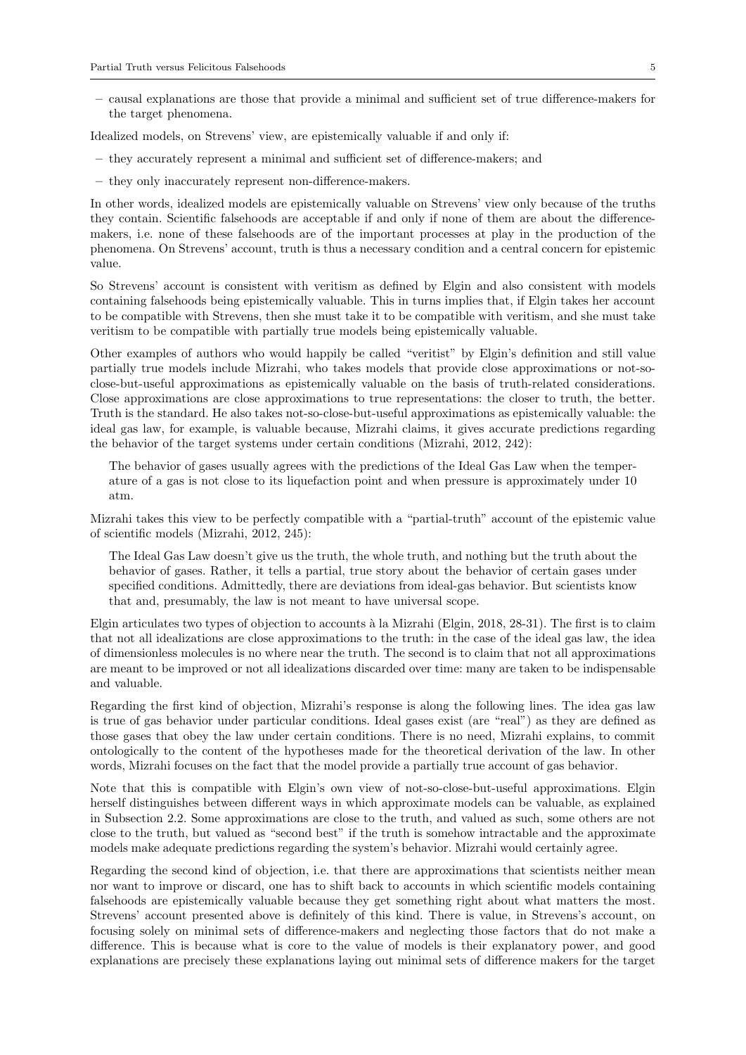– causal explanations are those that provide a minimal and sufficient set of true difference-makers for the target phenomena.

Idealized models, on Strevens' view, are epistemically valuable if and only if:

– they accurately represent a minimal and sufficient set of difference-makers; and

– they only inaccurately represent non-difference-makers.

In other words, idealized models are epistemically valuable on Strevens' view only because of the truths they contain. Scientific falsehoods are acceptable if and only if none of them are about the difference-makers, i.e. none of these falsehoods are of the important processes at play in the production of the phenomena. On Strevens' account, truth is thus a necessary condition and a central concern for epistemic value.

So Strevens' account is consistent with veritism as defined by Elgin and also consistent with models containing falsehoods being epistemically valuable. This in turns implies that, if Elgin takes her account to be compatible with Strevens, then she must take it to be compatible with veritism, and she must take veritism to be compatible with partially true models being epistemically valuable.

Other examples of authors who would happily be called "veritist" by Elgin's definition and still value partially true models include Mizrahi, who takes models that provide close approximations or not-so-close-but-useful approximations as epistemically valuable on the basis of truth-related considerations. Close approximations are close approximations to true representations: the closer to truth, the better. Truth is the standard. He also takes not-so-close-but-useful approximations as epistemically valuable: the ideal gas law, for example, is valuable because, Mizrahi claims, it gives accurate predictions regarding the behavior of the target systems under certain conditions (Mizrahi, 2012, 242):

> The behavior of gases usually agrees with the predictions of the Ideal Gas Law when the temperature of a gas is not close to its liquefaction point and when pressure is approximately under 10 atm.

Mizrahi takes this view to be perfectly compatible with a "partial-truth" account of the epistemic value of scientific models (Mizrahi, 2012, 245):

> The Ideal Gas Law doesn't give us the truth, the whole truth, and nothing but the truth about the behavior of gases. Rather, it tells a partial, true story about the behavior of certain gases under specified conditions. Admittedly, there are deviations from ideal-gas behavior. But scientists know that and, presumably, the law is not meant to have universal scope.

Elgin articulates two types of objection to accounts à la Mizrahi (Elgin, 2018, 28-31). The first is to claim that not all idealizations are close approximations to the truth: in the case of the ideal gas law, the idea of dimensionless molecules is no where near the truth. The second is to claim that not all approximations are meant to be improved or not all idealizations discarded over time: many are taken to be indispensable and valuable.

Regarding the first kind of objection, Mizrahi's response is along the following lines. The idea gas law is true of gas behavior under particular conditions. Ideal gases exist (are "real") as they are defined as those gases that obey the law under certain conditions. There is no need, Mizrahi explains, to commit ontologically to the content of the hypotheses made for the theoretical derivation of the law. In other words, Mizrahi focuses on the fact that the model provide a partially true account of gas behavior.

Note that this is compatible with Elgin's own view of not-so-close-but-useful approximations. Elgin herself distinguishes between different ways in which approximate models can be valuable, as explained in Subsection 2.2. Some approximations are close to the truth, and valued as such, some others are not close to the truth, but valued as "second best" if the truth is somehow intractable and the approximate models make adequate predictions regarding the system's behavior. Mizrahi would certainly agree.

Regarding the second kind of objection, i.e. that there are approximations that scientists neither mean nor want to improve or discard, one has to shift back to accounts in which scientific models containing falsehoods are epistemically valuable because they get something right about what matters the most. Strevens' account presented above is definitely of this kind. There is value, in Strevens's account, on focusing solely on minimal sets of difference-makers and neglecting those factors that do not make a difference. This is because what is core to the value of models is their explanatory power, and good explanations are precisely these explanations laying out minimal sets of difference makers for the target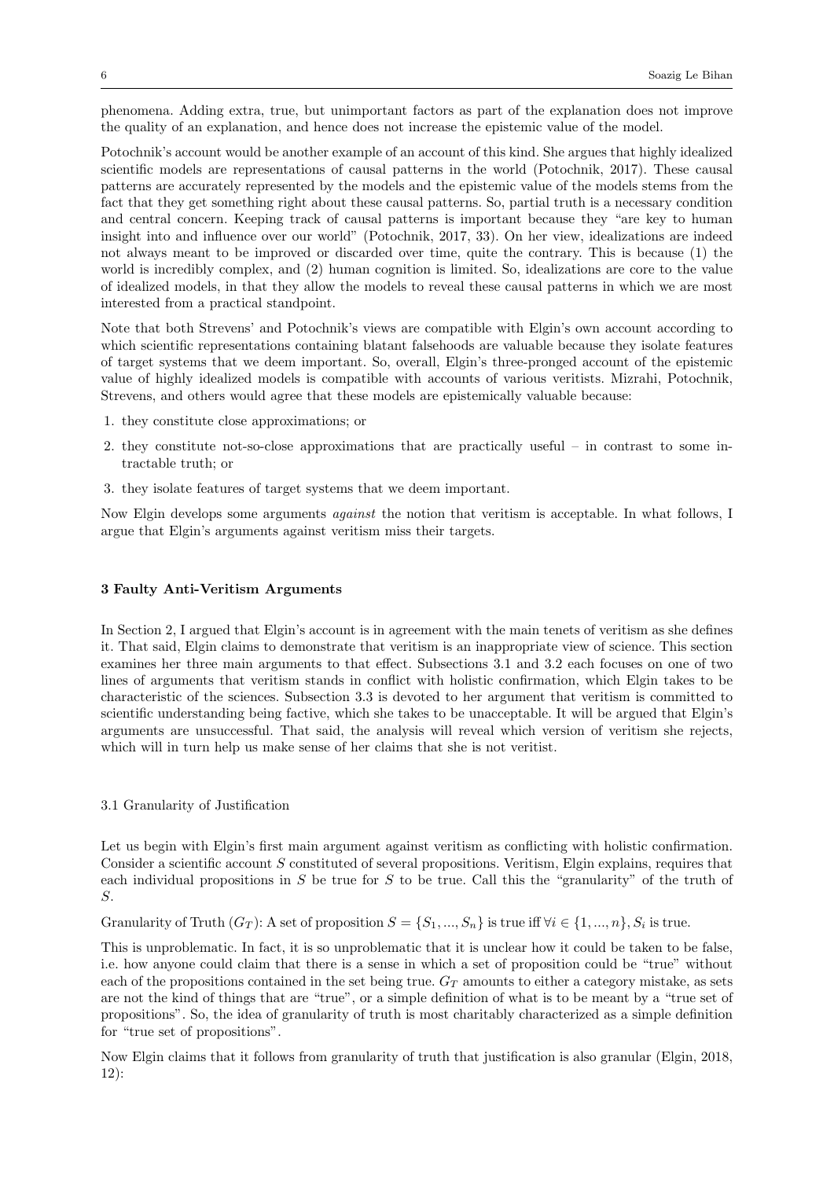phenomena. Adding extra, true, but unimportant factors as part of the explanation does not improve the quality of an explanation, and hence does not increase the epistemic value of the model.

Potochnik's account would be another example of an account of this kind. She argues that highly idealized scientific models are representations of causal patterns in the world (Potochnik, 2017). These causal patterns are accurately represented by the models and the epistemic value of the models stems from the fact that they get something right about these causal patterns. So, partial truth is a necessary condition and central concern. Keeping track of causal patterns is important because they "are key to human insight into and influence over our world" (Potochnik, 2017, 33). On her view, idealizations are indeed not always meant to be improved or discarded over time, quite the contrary. This is because (1) the world is incredibly complex, and (2) human cognition is limited. So, idealizations are core to the value of idealized models, in that they allow the models to reveal these causal patterns in which we are most interested from a practical standpoint.

Note that both Strevens' and Potochnik's views are compatible with Elgin's own account according to which scientific representations containing blatant falsehoods are valuable because they isolate features of target systems that we deem important. So, overall, Elgin's three-pronged account of the epistemic value of highly idealized models is compatible with accounts of various veritists. Mizrahi, Potochnik, Strevens, and others would agree that these models are epistemically valuable because:

1. they constitute close approximations; or
2. they constitute not-so-close approximations that are practically useful – in contrast to some intractable truth; or
3. they isolate features of target systems that we deem important.

Now Elgin develops some arguments *against* the notion that veritism is acceptable. In what follows, I argue that Elgin's arguments against veritism miss their targets.

## 3 Faulty Anti-Veritism Arguments

In Section 2, I argued that Elgin's account is in agreement with the main tenets of veritism as she defines it. That said, Elgin claims to demonstrate that veritism is an inappropriate view of science. This section examines her three main arguments to that effect. Subsections 3.1 and 3.2 each focuses on one of two lines of arguments that veritism stands in conflict with holistic confirmation, which Elgin takes to be characteristic of the sciences. Subsection 3.3 is devoted to her argument that veritism is committed to scientific understanding being factive, which she takes to be unacceptable. It will be argued that Elgin's arguments are unsuccessful. That said, the analysis will reveal which version of veritism she rejects, which will in turn help us make sense of her claims that she is not veritist.

### 3.1 Granularity of Justification

Let us begin with Elgin's first main argument against veritism as conflicting with holistic confirmation. Consider a scientific account $S$ constituted of several propositions. Veritism, Elgin explains, requires that each individual propositions in $S$ be true for $S$ to be true. Call this the "granularity" of the truth of $S$.

Granularity of Truth ($G_T$): A set of proposition $S = \{S_1, ..., S_n\}$ is true iff $\forall i \in \{1, ..., n\}, S_i$ is true.

This is unproblematic. In fact, it is so unproblematic that it is unclear how it could be taken to be false, i.e. how anyone could claim that there is a sense in which a set of proposition could be "true" without each of the propositions contained in the set being true. $G_T$ amounts to either a category mistake, as sets are not the kind of things that are "true", or a simple definition of what is to be meant by a "true set of propositions". So, the idea of granularity of truth is most charitably characterized as a simple definition for "true set of propositions".

Now Elgin claims that it follows from granularity of truth that justification is also granular (Elgin, 2018, 12):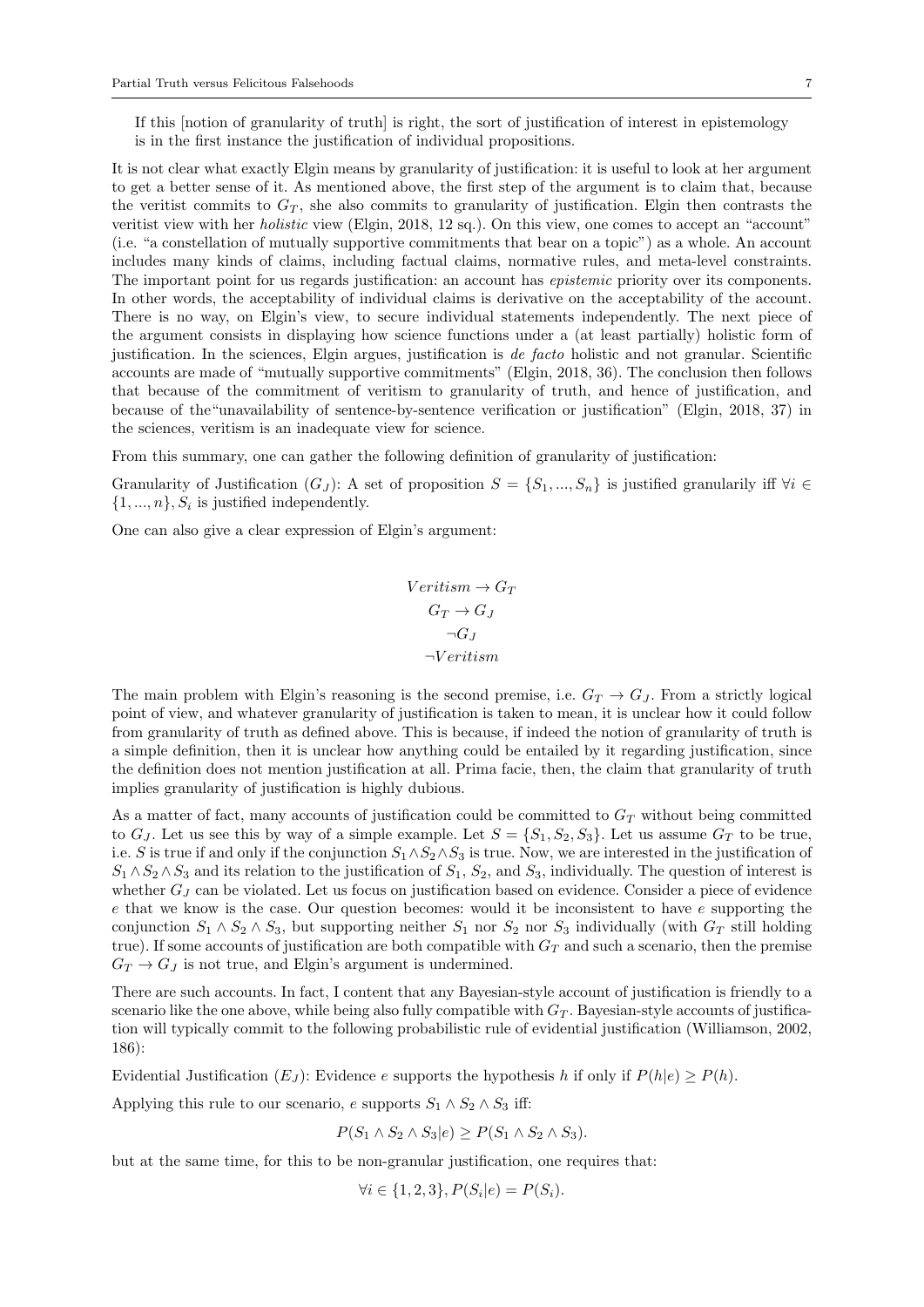If this [notion of granularity of truth] is right, the sort of justification of interest in epistemology is in the first instance the justification of individual propositions.

It is not clear what exactly Elgin means by granularity of justification: it is useful to look at her argument to get a better sense of it. As mentioned above, the first step of the argument is to claim that, because the veritist commits to $G_T$, she also commits to granularity of justification. Elgin then contrasts the veritist view with her *holistic* view (Elgin, 2018, 12 sq.). On this view, one comes to accept an "account" (i.e. "a constellation of mutually supportive commitments that bear on a topic") as a whole. An account includes many kinds of claims, including factual claims, normative rules, and meta-level constraints. The important point for us regards justification: an account has *epistemic* priority over its components. In other words, the acceptability of individual claims is derivative on the acceptability of the account. There is no way, on Elgin's view, to secure individual statements independently. The next piece of the argument consists in displaying how science functions under a (at least partially) holistic form of justification. In the sciences, Elgin argues, justification is *de facto* holistic and not granular. Scientific accounts are made of "mutually supportive commitments" (Elgin, 2018, 36). The conclusion then follows that because of the commitment of veritism to granularity of truth, and hence of justification, and because of the"unavailability of sentence-by-sentence verification or justification" (Elgin, 2018, 37) in the sciences, veritism is an inadequate view for science.

From this summary, one can gather the following definition of granularity of justification:

Granularity of Justification ($G_J$): A set of proposition $S = \{S_1, ..., S_n\}$ is justified granularily iff $\forall i \in \{1, ..., n\}, S_i$ is justified independently.

One can also give a clear expression of Elgin's argument:

$$Veritism \rightarrow G_T$$
$$G_T \rightarrow G_J$$
$$\neg G_J$$
$$\neg Veritism$$

The main problem with Elgin's reasoning is the second premise, i.e. $G_T \rightarrow G_J$. From a strictly logical point of view, and whatever granularity of justification is taken to mean, it is unclear how it could follow from granularity of truth as defined above. This is because, if indeed the notion of granularity of truth is a simple definition, then it is unclear how anything could be entailed by it regarding justification, since the definition does not mention justification at all. Prima facie, then, the claim that granularity of truth implies granularity of justification is highly dubious.

As a matter of fact, many accounts of justification could be committed to $G_T$ without being committed to $G_J$. Let us see this by way of a simple example. Let $S = \{S_1, S_2, S_3\}$. Let us assume $G_T$ to be true, i.e. $S$ is true if and only if the conjunction $S_1 \wedge S_2 \wedge S_3$ is true. Now, we are interested in the justification of $S_1 \wedge S_2 \wedge S_3$ and its relation to the justification of $S_1$, $S_2$, and $S_3$, individually. The question of interest is whether $G_J$ can be violated. Let us focus on justification based on evidence. Consider a piece of evidence $e$ that we know is the case. Our question becomes: would it be inconsistent to have $e$ supporting the conjunction $S_1 \wedge S_2 \wedge S_3$, but supporting neither $S_1$ nor $S_2$ nor $S_3$ individually (with $G_T$ still holding true). If some accounts of justification are both compatible with $G_T$ and such a scenario, then the premise $G_T \rightarrow G_J$ is not true, and Elgin's argument is undermined.

There are such accounts. In fact, I content that any Bayesian-style account of justification is friendly to a scenario like the one above, while being also fully compatible with $G_T$. Bayesian-style accounts of justification will typically commit to the following probabilistic rule of evidential justification (Williamson, 2002, 186):

Evidential Justification ($E_J$): Evidence $e$ supports the hypothesis $h$ if only if $P(h|e) \geq P(h)$.

Applying this rule to our scenario, $e$ supports $S_1 \wedge S_2 \wedge S_3$ iff:

$$P(S_1 \wedge S_2 \wedge S_3|e) \geq P(S_1 \wedge S_2 \wedge S_3).$$

but at the same time, for this to be non-granular justification, one requires that:

$$\forall i \in \{1, 2, 3\}, P(S_i|e) = P(S_i).$$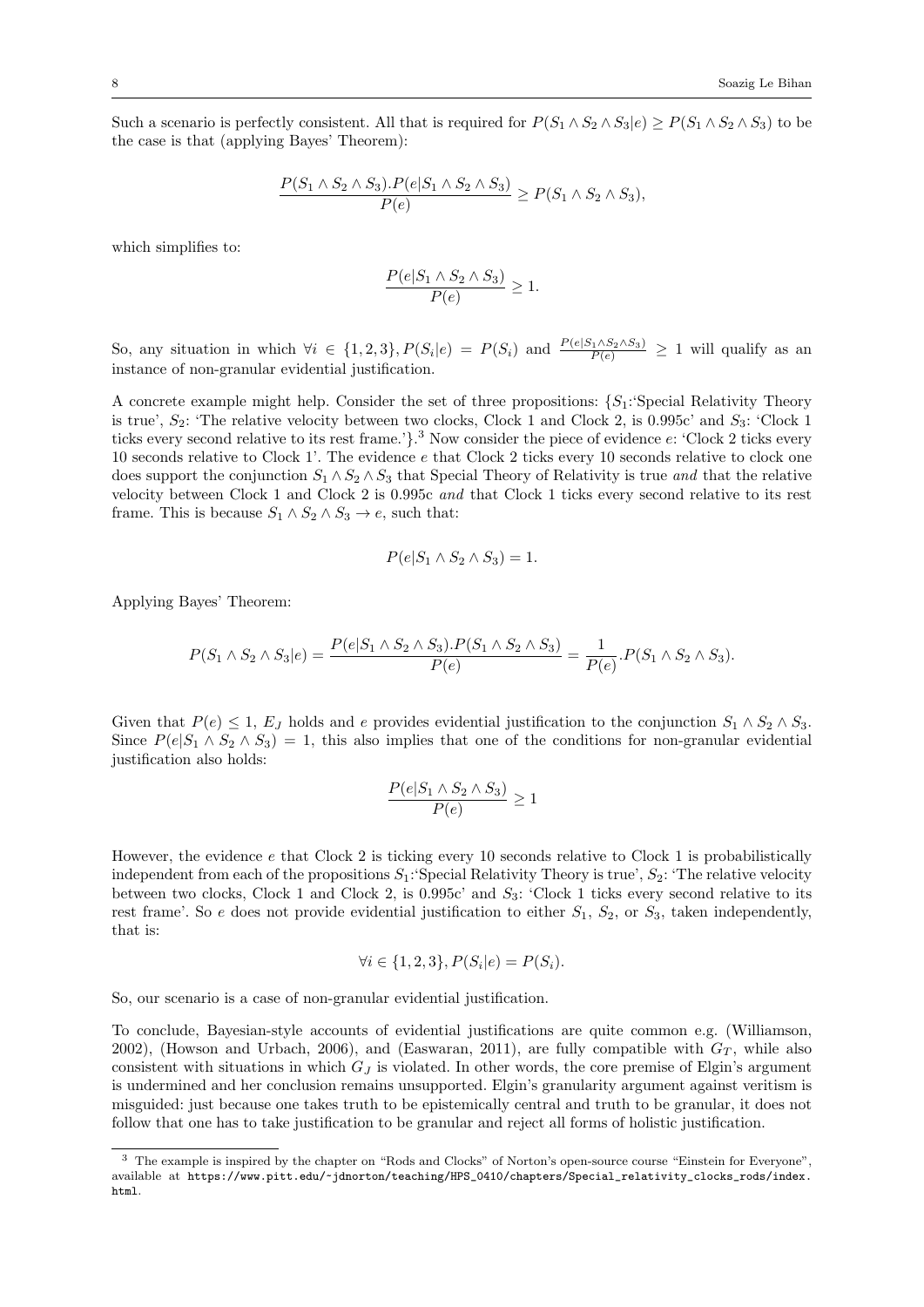Such a scenario is perfectly consistent. All that is required for $P(S_1 \wedge S_2 \wedge S_3|e) \geq P(S_1 \wedge S_2 \wedge S_3)$ to be the case is that (applying Bayes' Theorem):

$$\frac{P(S_1 \wedge S_2 \wedge S_3).P(e|S_1 \wedge S_2 \wedge S_3)}{P(e)} \geq P(S_1 \wedge S_2 \wedge S_3),$$

which simplifies to:

$$\frac{P(e|S_1 \wedge S_2 \wedge S_3)}{P(e)} \geq 1.$$

So, any situation in which $\forall i \in \{1, 2, 3\}, P(S_i|e) = P(S_i)$ and $\frac{P(e|S_1 \wedge S_2 \wedge S_3)}{P(e)} \geq 1$ will qualify as an instance of non-granular evidential justification.

A concrete example might help. Consider the set of three propositions: $\{S_1$:'Special Relativity Theory is true', $S_2$: 'The relative velocity between two clocks, Clock 1 and Clock 2, is 0.995c' and $S_3$: 'Clock 1 ticks every second relative to its rest frame.'$\}$.[3] Now consider the piece of evidence $e$: 'Clock 2 ticks every 10 seconds relative to Clock 1'. The evidence $e$ that Clock 2 ticks every 10 seconds relative to clock one does support the conjunction $S_1 \wedge S_2 \wedge S_3$ that Special Theory of Relativity is true *and* that the relative velocity between Clock 1 and Clock 2 is 0.995c *and* that Clock 1 ticks every second relative to its rest frame. This is because $S_1 \wedge S_2 \wedge S_3 \rightarrow e$, such that:

$$P(e|S_1 \wedge S_2 \wedge S_3) = 1.$$

Applying Bayes' Theorem:

$$P(S_1 \wedge S_2 \wedge S_3|e) = \frac{P(e|S_1 \wedge S_2 \wedge S_3).P(S_1 \wedge S_2 \wedge S_3)}{P(e)} = \frac{1}{P(e)}.P(S_1 \wedge S_2 \wedge S_3).$$

Given that $P(e) \leq 1$, $E_J$ holds and $e$ provides evidential justification to the conjunction $S_1 \wedge S_2 \wedge S_3$. Since $P(e|S_1 \wedge S_2 \wedge S_3) = 1$, this also implies that one of the conditions for non-granular evidential justification also holds:

$$\frac{P(e|S_1 \wedge S_2 \wedge S_3)}{P(e)} \geq 1$$

However, the evidence $e$ that Clock 2 is ticking every 10 seconds relative to Clock 1 is probabilistically independent from each of the propositions $S_1$:'Special Relativity Theory is true', $S_2$: 'The relative velocity between two clocks, Clock 1 and Clock 2, is 0.995c' and $S_3$: 'Clock 1 ticks every second relative to its rest frame'. So $e$ does not provide evidential justification to either $S_1$, $S_2$, or $S_3$, taken independently, that is:

$$\forall i \in \{1, 2, 3\}, P(S_i|e) = P(S_i).$$

So, our scenario is a case of non-granular evidential justification.

To conclude, Bayesian-style accounts of evidential justifications are quite common e.g. (Williamson, 2002), (Howson and Urbach, 2006), and (Easwaran, 2011), are fully compatible with $G_T$, while also consistent with situations in which $G_J$ is violated. In other words, the core premise of Elgin's argument is undermined and her conclusion remains unsupported. Elgin's granularity argument against veritism is misguided: just because one takes truth to be epistemically central and truth to be granular, it does not follow that one has to take justification to be granular and reject all forms of holistic justification.

[3] The example is inspired by the chapter on "Rods and Clocks" of Norton's open-source course "Einstein for Everyone", available at `https://www.pitt.edu/~jdnorton/teaching/HPS_0410/chapters/Special_relativity_clocks_rods/index.html`.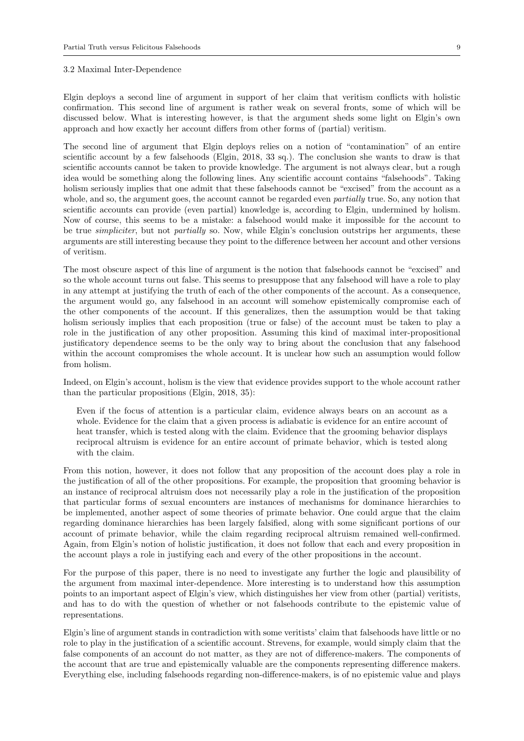### 3.2 Maximal Inter-Dependence

Elgin deploys a second line of argument in support of her claim that veritism conflicts with holistic confirmation. This second line of argument is rather weak on several fronts, some of which will be discussed below. What is interesting however, is that the argument sheds some light on Elgin's own approach and how exactly her account differs from other forms of (partial) veritism.

The second line of argument that Elgin deploys relies on a notion of "contamination" of an entire scientific account by a few falsehoods (Elgin, 2018, 33 sq.). The conclusion she wants to draw is that scientific accounts cannot be taken to provide knowledge. The argument is not always clear, but a rough idea would be something along the following lines. Any scientific account contains "falsehoods". Taking holism seriously implies that one admit that these falsehoods cannot be "excised" from the account as a whole, and so, the argument goes, the account cannot be regarded even *partially* true. So, any notion that scientific accounts can provide (even partial) knowledge is, according to Elgin, undermined by holism. Now of course, this seems to be a mistake: a falsehood would make it impossible for the account to be true *simpliciter*, but not *partially* so. Now, while Elgin's conclusion outstrips her arguments, these arguments are still interesting because they point to the difference between her account and other versions of veritism.

The most obscure aspect of this line of argument is the notion that falsehoods cannot be "excised" and so the whole account turns out false. This seems to presuppose that any falsehood will have a role to play in any attempt at justifying the truth of each of the other components of the account. As a consequence, the argument would go, any falsehood in an account will somehow epistemically compromise each of the other components of the account. If this generalizes, then the assumption would be that taking holism seriously implies that each proposition (true or false) of the account must be taken to play a role in the justification of any other proposition. Assuming this kind of maximal inter-propositional justificatory dependence seems to be the only way to bring about the conclusion that any falsehood within the account compromises the whole account. It is unclear how such an assumption would follow from holism.

Indeed, on Elgin's account, holism is the view that evidence provides support to the whole account rather than the particular propositions (Elgin, 2018, 35):

> Even if the focus of attention is a particular claim, evidence always bears on an account as a whole. Evidence for the claim that a given process is adiabatic is evidence for an entire account of heat transfer, which is tested along with the claim. Evidence that the grooming behavior displays reciprocal altruism is evidence for an entire account of primate behavior, which is tested along with the claim.

From this notion, however, it does not follow that any proposition of the account does play a role in the justification of all of the other propositions. For example, the proposition that grooming behavior is an instance of reciprocal altruism does not necessarily play a role in the justification of the proposition that particular forms of sexual encounters are instances of mechanisms for dominance hierarchies to be implemented, another aspect of some theories of primate behavior. One could argue that the claim regarding dominance hierarchies has been largely falsified, along with some significant portions of our account of primate behavior, while the claim regarding reciprocal altruism remained well-confirmed. Again, from Elgin's notion of holistic justification, it does not follow that each and every proposition in the account plays a role in justifying each and every of the other propositions in the account.

For the purpose of this paper, there is no need to investigate any further the logic and plausibility of the argument from maximal inter-dependence. More interesting is to understand how this assumption points to an important aspect of Elgin's view, which distinguishes her view from other (partial) veritists, and has to do with the question of whether or not falsehoods contribute to the epistemic value of representations.

Elgin's line of argument stands in contradiction with some veritists' claim that falsehoods have little or no role to play in the justification of a scientific account. Strevens, for example, would simply claim that the false components of an account do not matter, as they are not of difference-makers. The components of the account that are true and epistemically valuable are the components representing difference makers. Everything else, including falsehoods regarding non-difference-makers, is of no epistemic value and plays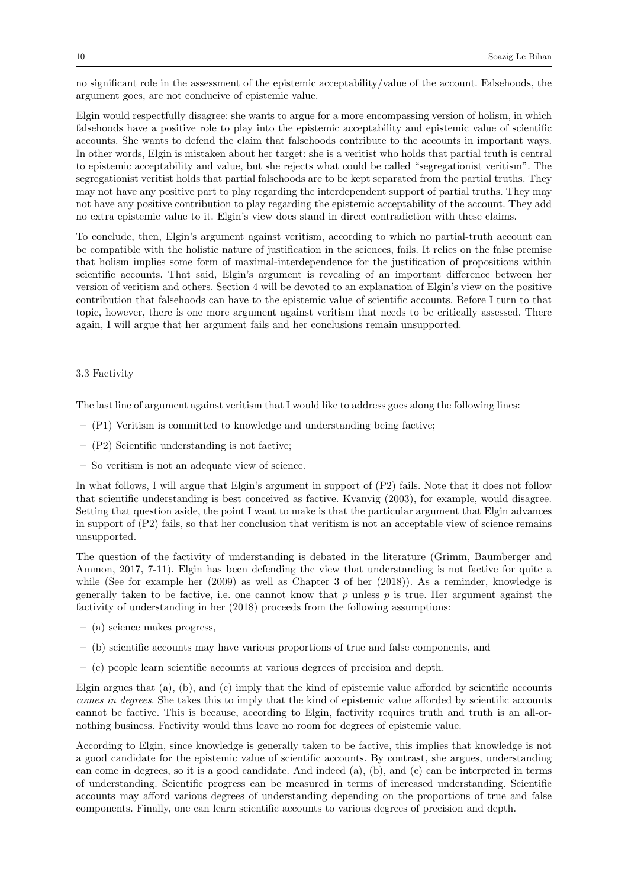no significant role in the assessment of the epistemic acceptability/value of the account. Falsehoods, the argument goes, are not conducive of epistemic value.

Elgin would respectfully disagree: she wants to argue for a more encompassing version of holism, in which falsehoods have a positive role to play into the epistemic acceptability and epistemic value of scientific accounts. She wants to defend the claim that falsehoods contribute to the accounts in important ways. In other words, Elgin is mistaken about her target: she is a veritist who holds that partial truth is central to epistemic acceptability and value, but she rejects what could be called "segregationist veritism". The segregationist veritist holds that partial falsehoods are to be kept separated from the partial truths. They may not have any positive part to play regarding the interdependent support of partial truths. They may not have any positive contribution to play regarding the epistemic acceptability of the account. They add no extra epistemic value to it. Elgin's view does stand in direct contradiction with these claims.

To conclude, then, Elgin's argument against veritism, according to which no partial-truth account can be compatible with the holistic nature of justification in the sciences, fails. It relies on the false premise that holism implies some form of maximal-interdependence for the justification of propositions within scientific accounts. That said, Elgin's argument is revealing of an important difference between her version of veritism and others. Section 4 will be devoted to an explanation of Elgin's view on the positive contribution that falsehoods can have to the epistemic value of scientific accounts. Before I turn to that topic, however, there is one more argument against veritism that needs to be critically assessed. There again, I will argue that her argument fails and her conclusions remain unsupported.

### 3.3 Factivity

The last line of argument against veritism that I would like to address goes along the following lines:

- (P1) Veritism is committed to knowledge and understanding being factive;
- (P2) Scientific understanding is not factive;
- So veritism is not an adequate view of science.

In what follows, I will argue that Elgin's argument in support of (P2) fails. Note that it does not follow that scientific understanding is best conceived as factive. Kvanvig (2003), for example, would disagree. Setting that question aside, the point I want to make is that the particular argument that Elgin advances in support of (P2) fails, so that her conclusion that veritism is not an acceptable view of science remains unsupported.

The question of the factivity of understanding is debated in the literature (Grimm, Baumberger and Ammon, 2017, 7-11). Elgin has been defending the view that understanding is not factive for quite a while (See for example her (2009) as well as Chapter 3 of her (2018)). As a reminder, knowledge is generally taken to be factive, i.e. one cannot know that $p$ unless $p$ is true. Her argument against the factivity of understanding in her (2018) proceeds from the following assumptions:

- (a) science makes progress,
- (b) scientific accounts may have various proportions of true and false components, and
- (c) people learn scientific accounts at various degrees of precision and depth.

Elgin argues that (a), (b), and (c) imply that the kind of epistemic value afforded by scientific accounts *comes in degrees*. She takes this to imply that the kind of epistemic value afforded by scientific accounts cannot be factive. This is because, according to Elgin, factivity requires truth and truth is an all-or-nothing business. Factivity would thus leave no room for degrees of epistemic value.

According to Elgin, since knowledge is generally taken to be factive, this implies that knowledge is not a good candidate for the epistemic value of scientific accounts. By contrast, she argues, understanding can come in degrees, so it is a good candidate. And indeed (a), (b), and (c) can be interpreted in terms of understanding. Scientific progress can be measured in terms of increased understanding. Scientific accounts may afford various degrees of understanding depending on the proportions of true and false components. Finally, one can learn scientific accounts to various degrees of precision and depth.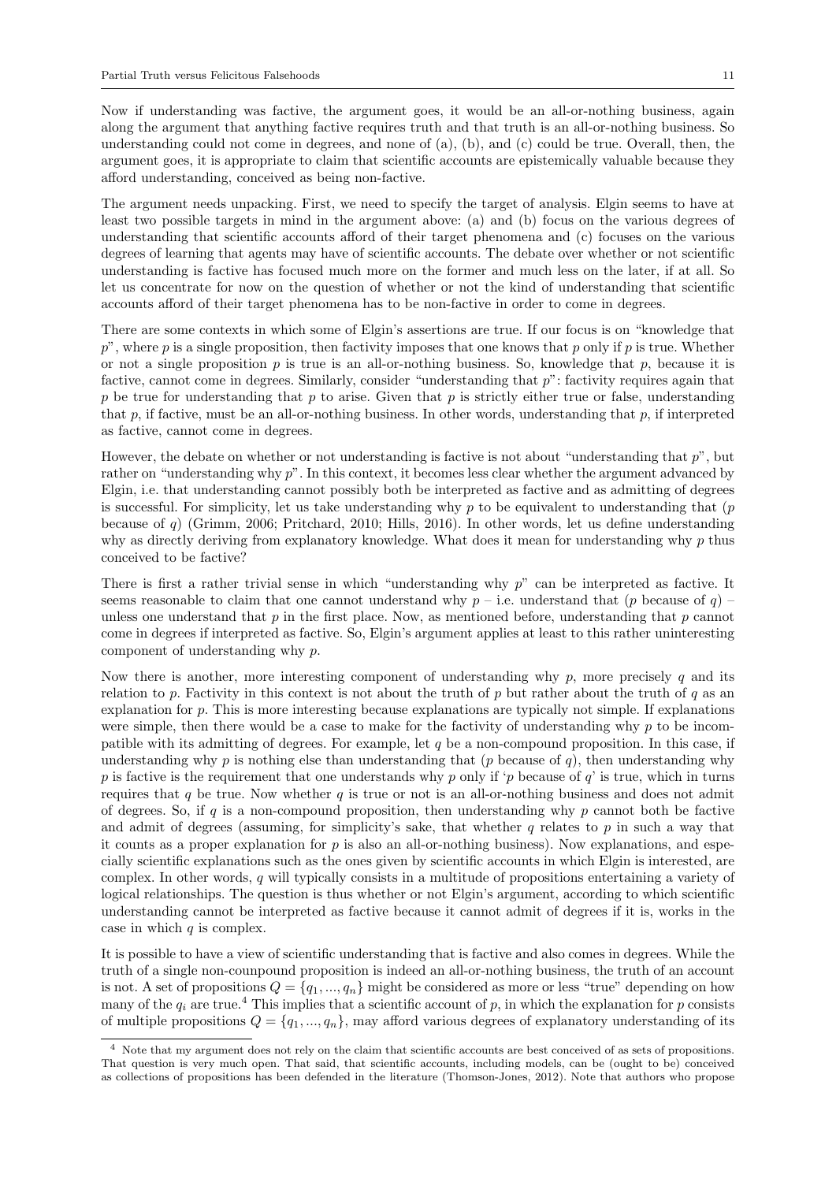Now if understanding was factive, the argument goes, it would be an all-or-nothing business, again along the argument that anything factive requires truth and that truth is an all-or-nothing business. So understanding could not come in degrees, and none of (a), (b), and (c) could be true. Overall, then, the argument goes, it is appropriate to claim that scientific accounts are epistemically valuable because they afford understanding, conceived as being non-factive.

The argument needs unpacking. First, we need to specify the target of analysis. Elgin seems to have at least two possible targets in mind in the argument above: (a) and (b) focus on the various degrees of understanding that scientific accounts afford of their target phenomena and (c) focuses on the various degrees of learning that agents may have of scientific accounts. The debate over whether or not scientific understanding is factive has focused much more on the former and much less on the later, if at all. So let us concentrate for now on the question of whether or not the kind of understanding that scientific accounts afford of their target phenomena has to be non-factive in order to come in degrees.

There are some contexts in which some of Elgin's assertions are true. If our focus is on "knowledge that $p$", where $p$ is a single proposition, then factivity imposes that one knows that $p$ only if $p$ is true. Whether or not a single proposition $p$ is true is an all-or-nothing business. So, knowledge that $p$, because it is factive, cannot come in degrees. Similarly, consider "understanding that $p$": factivity requires again that $p$ be true for understanding that $p$ to arise. Given that $p$ is strictly either true or false, understanding that $p$, if factive, must be an all-or-nothing business. In other words, understanding that $p$, if interpreted as factive, cannot come in degrees.

However, the debate on whether or not understanding is factive is not about "understanding that $p$", but rather on "understanding why $p$". In this context, it becomes less clear whether the argument advanced by Elgin, i.e. that understanding cannot possibly both be interpreted as factive and as admitting of degrees is successful. For simplicity, let us take understanding why $p$ to be equivalent to understanding that ($p$ because of $q$) (Grimm, 2006; Pritchard, 2010; Hills, 2016). In other words, let us define understanding why as directly deriving from explanatory knowledge. What does it mean for understanding why $p$ thus conceived to be factive?

There is first a rather trivial sense in which "understanding why $p$" can be interpreted as factive. It seems reasonable to claim that one cannot understand why $p$ – i.e. understand that ($p$ because of $q$) – unless one understand that $p$ in the first place. Now, as mentioned before, understanding that $p$ cannot come in degrees if interpreted as factive. So, Elgin's argument applies at least to this rather uninteresting component of understanding why $p$.

Now there is another, more interesting component of understanding why $p$, more precisely $q$ and its relation to $p$. Factivity in this context is not about the truth of $p$ but rather about the truth of $q$ as an explanation for $p$. This is more interesting because explanations are typically not simple. If explanations were simple, then there would be a case to make for the factivity of understanding why $p$ to be incompatible with its admitting of degrees. For example, let $q$ be a non-compound proposition. In this case, if understanding why $p$ is nothing else than understanding that ($p$ because of $q$), then understanding why $p$ is factive is the requirement that one understands why $p$ only if '$p$ because of $q$' is true, which in turns requires that $q$ be true. Now whether $q$ is true or not is an all-or-nothing business and does not admit of degrees. So, if $q$ is a non-compound proposition, then understanding why $p$ cannot both be factive and admit of degrees (assuming, for simplicity's sake, that whether $q$ relates to $p$ in such a way that it counts as a proper explanation for $p$ is also an all-or-nothing business). Now explanations, and especially scientific explanations such as the ones given by scientific accounts in which Elgin is interested, are complex. In other words, $q$ will typically consists in a multitude of propositions entertaining a variety of logical relationships. The question is thus whether or not Elgin's argument, according to which scientific understanding cannot be interpreted as factive because it cannot admit of degrees if it is, works in the case in which $q$ is complex.

It is possible to have a view of scientific understanding that is factive and also comes in degrees. While the truth of a single non-counpound proposition is indeed an all-or-nothing business, the truth of an account is not. A set of propositions $Q = \{q_1, ..., q_n\}$ might be considered as more or less "true" depending on how many of the $q_i$ are true.[4] This implies that a scientific account of $p$, in which the explanation for $p$ consists of multiple propositions $Q = \{q_1, ..., q_n\}$, may afford various degrees of explanatory understanding of its

[4] Note that my argument does not rely on the claim that scientific accounts are best conceived of as sets of propositions. That question is very much open. That said, that scientific accounts, including models, can be (ought to be) conceived as collections of propositions has been defended in the literature (Thomson-Jones, 2012). Note that authors who propose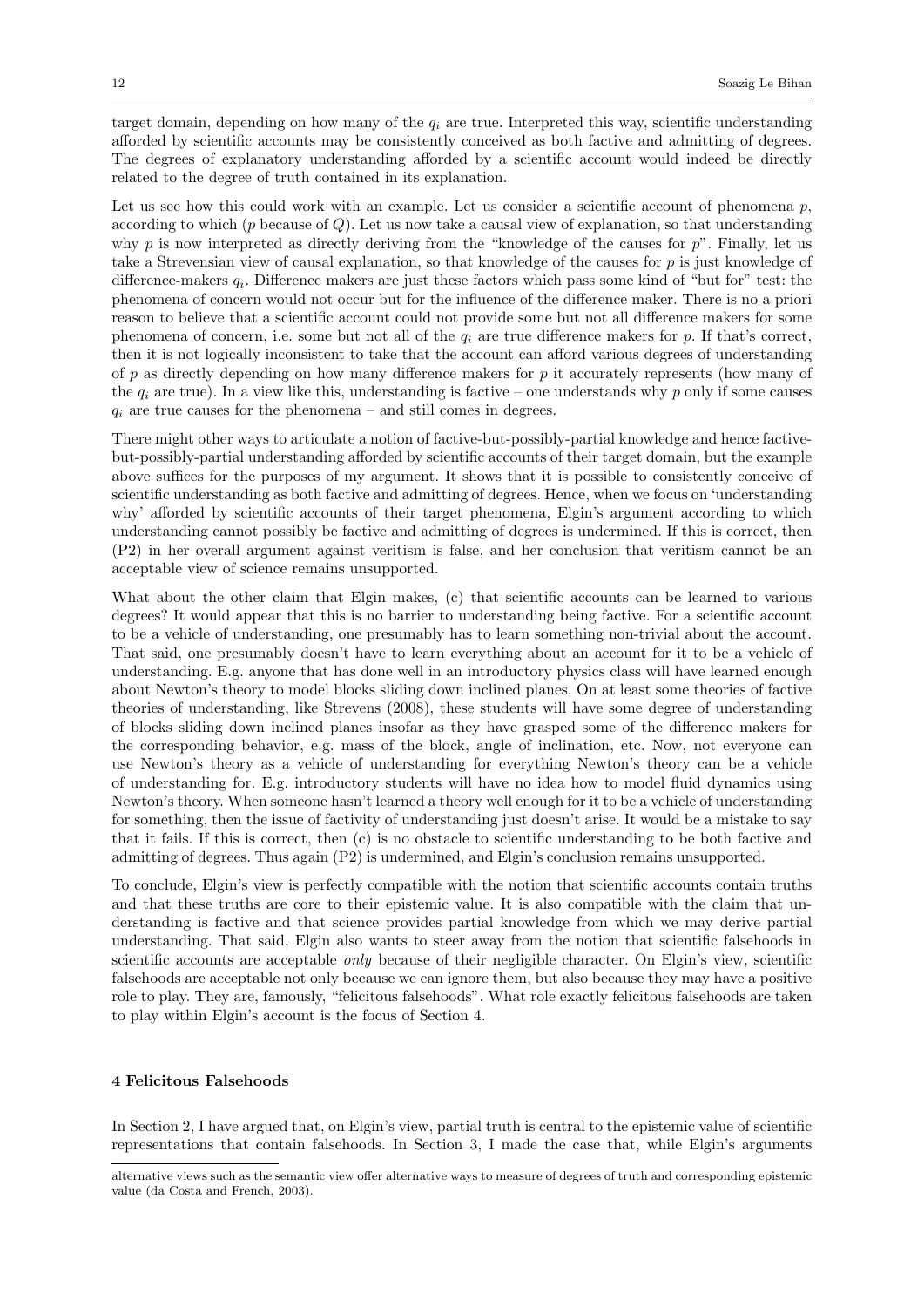target domain, depending on how many of the $q_i$ are true. Interpreted this way, scientific understanding afforded by scientific accounts may be consistently conceived as both factive and admitting of degrees. The degrees of explanatory understanding afforded by a scientific account would indeed be directly related to the degree of truth contained in its explanation.

Let us see how this could work with an example. Let us consider a scientific account of phenomena $p$, according to which ($p$ because of $Q$). Let us now take a causal view of explanation, so that understanding why $p$ is now interpreted as directly deriving from the "knowledge of the causes for $p$". Finally, let us take a Strevensian view of causal explanation, so that knowledge of the causes for $p$ is just knowledge of difference-makers $q_i$. Difference makers are just these factors which pass some kind of "but for" test: the phenomena of concern would not occur but for the influence of the difference maker. There is no a priori reason to believe that a scientific account could not provide some but not all difference makers for some phenomena of concern, i.e. some but not all of the $q_i$ are true difference makers for $p$. If that's correct, then it is not logically inconsistent to take that the account can afford various degrees of understanding of $p$ as directly depending on how many difference makers for $p$ it accurately represents (how many of the $q_i$ are true). In a view like this, understanding is factive – one understands why $p$ only if some causes $q_i$ are true causes for the phenomena – and still comes in degrees.

There might other ways to articulate a notion of factive-but-possibly-partial knowledge and hence factive-but-possibly-partial understanding afforded by scientific accounts of their target domain, but the example above suffices for the purposes of my argument. It shows that it is possible to consistently conceive of scientific understanding as both factive and admitting of degrees. Hence, when we focus on 'understanding why' afforded by scientific accounts of their target phenomena, Elgin's argument according to which understanding cannot possibly be factive and admitting of degrees is undermined. If this is correct, then (P2) in her overall argument against veritism is false, and her conclusion that veritism cannot be an acceptable view of science remains unsupported.

What about the other claim that Elgin makes, (c) that scientific accounts can be learned to various degrees? It would appear that this is no barrier to understanding being factive. For a scientific account to be a vehicle of understanding, one presumably has to learn something non-trivial about the account. That said, one presumably doesn't have to learn everything about an account for it to be a vehicle of understanding. E.g. anyone that has done well in an introductory physics class will have learned enough about Newton's theory to model blocks sliding down inclined planes. On at least some theories of factive theories of understanding, like Strevens (2008), these students will have some degree of understanding of blocks sliding down inclined planes insofar as they have grasped some of the difference makers for the corresponding behavior, e.g. mass of the block, angle of inclination, etc. Now, not everyone can use Newton's theory as a vehicle of understanding for everything Newton's theory can be a vehicle of understanding for. E.g. introductory students will have no idea how to model fluid dynamics using Newton's theory. When someone hasn't learned a theory well enough for it to be a vehicle of understanding for something, then the issue of factivity of understanding just doesn't arise. It would be a mistake to say that it fails. If this is correct, then (c) is no obstacle to scientific understanding to be both factive and admitting of degrees. Thus again (P2) is undermined, and Elgin's conclusion remains unsupported.

To conclude, Elgin's view is perfectly compatible with the notion that scientific accounts contain truths and that these truths are core to their epistemic value. It is also compatible with the claim that understanding is factive and that science provides partial knowledge from which we may derive partial understanding. That said, Elgin also wants to steer away from the notion that scientific falsehoods in scientific accounts are acceptable *only* because of their negligible character. On Elgin's view, scientific falsehoods are acceptable not only because we can ignore them, but also because they may have a positive role to play. They are, famously, "felicitous falsehoods". What role exactly felicitous falsehoods are taken to play within Elgin's account is the focus of Section 4.

## 4 Felicitous Falsehoods

In Section 2, I have argued that, on Elgin's view, partial truth is central to the epistemic value of scientific representations that contain falsehoods. In Section 3, I made the case that, while Elgin's arguments

alternative views such as the semantic view offer alternative ways to measure of degrees of truth and corresponding epistemic value (da Costa and French, 2003).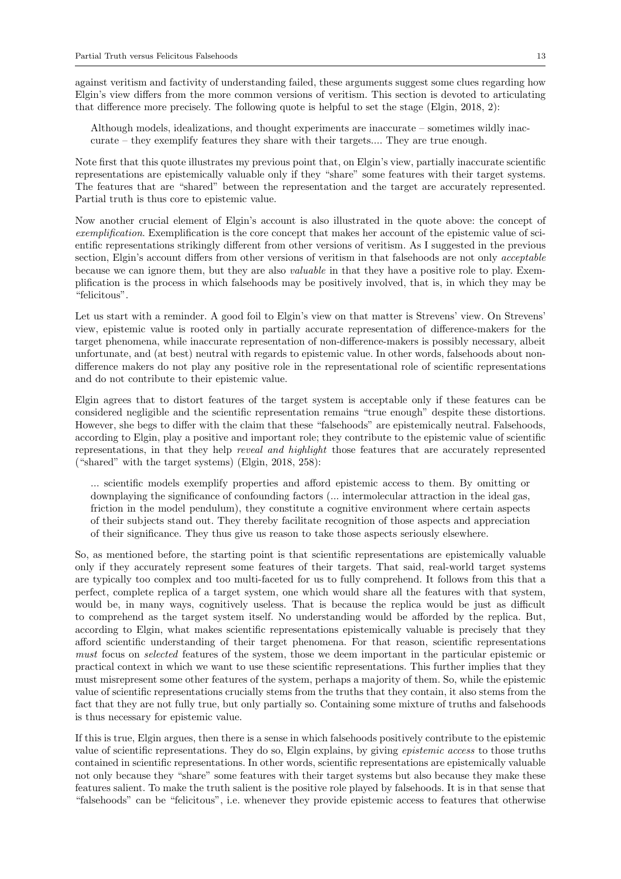against veritism and factivity of understanding failed, these arguments suggest some clues regarding how Elgin's view differs from the more common versions of veritism. This section is devoted to articulating that difference more precisely. The following quote is helpful to set the stage (Elgin, 2018, 2):

> Although models, idealizations, and thought experiments are inaccurate – sometimes wildly inaccurate – they exemplify features they share with their targets.... They are true enough.

Note first that this quote illustrates my previous point that, on Elgin's view, partially inaccurate scientific representations are epistemically valuable only if they "share" some features with their target systems. The features that are "shared" between the representation and the target are accurately represented. Partial truth is thus core to epistemic value.

Now another crucial element of Elgin's account is also illustrated in the quote above: the concept of *exemplification*. Exemplification is the core concept that makes her account of the epistemic value of scientific representations strikingly different from other versions of veritism. As I suggested in the previous section, Elgin's account differs from other versions of veritism in that falsehoods are not only *acceptable* because we can ignore them, but they are also *valuable* in that they have a positive role to play. Exemplification is the process in which falsehoods may be positively involved, that is, in which they may be "felicitous".

Let us start with a reminder. A good foil to Elgin's view on that matter is Strevens' view. On Strevens' view, epistemic value is rooted only in partially accurate representation of difference-makers for the target phenomena, while inaccurate representation of non-difference-makers is possibly necessary, albeit unfortunate, and (at best) neutral with regards to epistemic value. In other words, falsehoods about non-difference makers do not play any positive role in the representational role of scientific representations and do not contribute to their epistemic value.

Elgin agrees that to distort features of the target system is acceptable only if these features can be considered negligible and the scientific representation remains "true enough" despite these distortions. However, she begs to differ with the claim that these "falsehoods" are epistemically neutral. Falsehoods, according to Elgin, play a positive and important role; they contribute to the epistemic value of scientific representations, in that they help *reveal and highlight* those features that are accurately represented ("shared" with the target systems) (Elgin, 2018, 258):

> ... scientific models exemplify properties and afford epistemic access to them. By omitting or downplaying the significance of confounding factors (... intermolecular attraction in the ideal gas, friction in the model pendulum), they constitute a cognitive environment where certain aspects of their subjects stand out. They thereby facilitate recognition of those aspects and appreciation of their significance. They thus give us reason to take those aspects seriously elsewhere.

So, as mentioned before, the starting point is that scientific representations are epistemically valuable only if they accurately represent some features of their targets. That said, real-world target systems are typically too complex and too multi-faceted for us to fully comprehend. It follows from this that a perfect, complete replica of a target system, one which would share all the features with that system, would be, in many ways, cognitively useless. That is because the replica would be just as difficult to comprehend as the target system itself. No understanding would be afforded by the replica. But, according to Elgin, what makes scientific representations epistemically valuable is precisely that they afford scientific understanding of their target phenomena. For that reason, scientific representations *must* focus on *selected* features of the system, those we deem important in the particular epistemic or practical context in which we want to use these scientific representations. This further implies that they must misrepresent some other features of the system, perhaps a majority of them. So, while the epistemic value of scientific representations crucially stems from the truths that they contain, it also stems from the fact that they are not fully true, but only partially so. Containing some mixture of truths and falsehoods is thus necessary for epistemic value.

If this is true, Elgin argues, then there is a sense in which falsehoods positively contribute to the epistemic value of scientific representations. They do so, Elgin explains, by giving *epistemic access* to those truths contained in scientific representations. In other words, scientific representations are epistemically valuable not only because they "share" some features with their target systems but also because they make these features salient. To make the truth salient is the positive role played by falsehoods. It is in that sense that "falsehoods" can be "felicitous", i.e. whenever they provide epistemic access to features that otherwise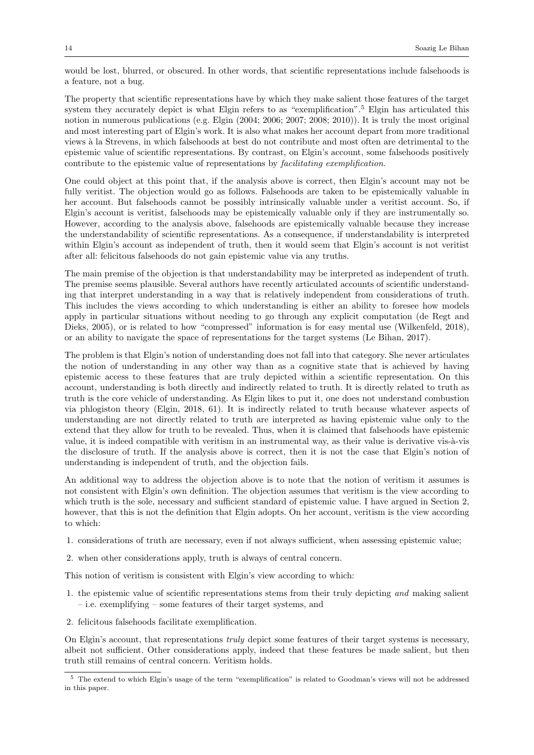would be lost, blurred, or obscured. In other words, that scientific representations include falsehoods is a feature, not a bug.

The property that scientific representations have by which they make salient those features of the target system they accurately depict is what Elgin refers to as "exemplification".[5] Elgin has articulated this notion in numerous publications (e.g. Elgin (2004; 2006; 2007; 2008; 2010)). It is truly the most original and most interesting part of Elgin's work. It is also what makes her account depart from more traditional views à la Strevens, in which falsehoods at best do not contribute and most often are detrimental to the epistemic value of scientific representations. By contrast, on Elgin's account, some falsehoods positively contribute to the epistemic value of representations by *facilitating exemplification*.

One could object at this point that, if the analysis above is correct, then Elgin's account may not be fully veritist. The objection would go as follows. Falsehoods are taken to be epistemically valuable in her account. But falsehoods cannot be possibly intrinsically valuable under a veritist account. So, if Elgin's account is veritist, falsehoods may be epistemically valuable only if they are instrumentally so. However, according to the analysis above, falsehoods are epistemically valuable because they increase the understandability of scientific representations. As a consequence, if understandability is interpreted within Elgin's account as independent of truth, then it would seem that Elgin's account is not veritist after all: felicitous falsehoods do not gain epistemic value via any truths.

The main premise of the objection is that understandability may be interpreted as independent of truth. The premise seems plausible. Several authors have recently articulated accounts of scientific understanding that interpret understanding in a way that is relatively independent from considerations of truth. This includes the views according to which understanding is either an ability to foresee how models apply in particular situations without needing to go through any explicit computation (de Regt and Dieks, 2005), or is related to how "compressed" information is for easy mental use (Wilkenfeld, 2018), or an ability to navigate the space of representations for the target systems (Le Bihan, 2017).

The problem is that Elgin's notion of understanding does not fall into that category. She never articulates the notion of understanding in any other way than as a cognitive state that is achieved by having epistemic access to these features that are truly depicted within a scientific representation. On this account, understanding is both directly and indirectly related to truth. It is directly related to truth as truth is the core vehicle of understanding. As Elgin likes to put it, one does not understand combustion via phlogiston theory (Elgin, 2018, 61). It is indirectly related to truth because whatever aspects of understanding are not directly related to truth are interpreted as having epistemic value only to the extend that they allow for truth to be revealed. Thus, when it is claimed that falsehoods have epistemic value, it is indeed compatible with veritism in an instrumental way, as their value is derivative vis-à-vis the disclosure of truth. If the analysis above is correct, then it is not the case that Elgin's notion of understanding is independent of truth, and the objection fails.

An additional way to address the objection above is to note that the notion of veritism it assumes is not consistent with Elgin's own definition. The objection assumes that veritism is the view according to which truth is the sole, necessary and sufficient standard of epistemic value. I have argued in Section 2, however, that this is not the definition that Elgin adopts. On her account, veritism is the view according to which:

1. considerations of truth are necessary, even if not always sufficient, when assessing epistemic value;
2. when other considerations apply, truth is always of central concern.

This notion of veritism is consistent with Elgin's view according to which:

1. the epistemic value of scientific representations stems from their truly depicting *and* making salient – i.e. exemplifying – some features of their target systems, and
2. felicitous falsehoods facilitate exemplification.

On Elgin's account, that representations *truly* depict some features of their target systems is necessary, albeit not sufficient. Other considerations apply, indeed that these features be made salient, but then truth still remains of central concern. Veritism holds.

[5] The extend to which Elgin's usage of the term "exemplification" is related to Goodman's views will not be addressed in this paper.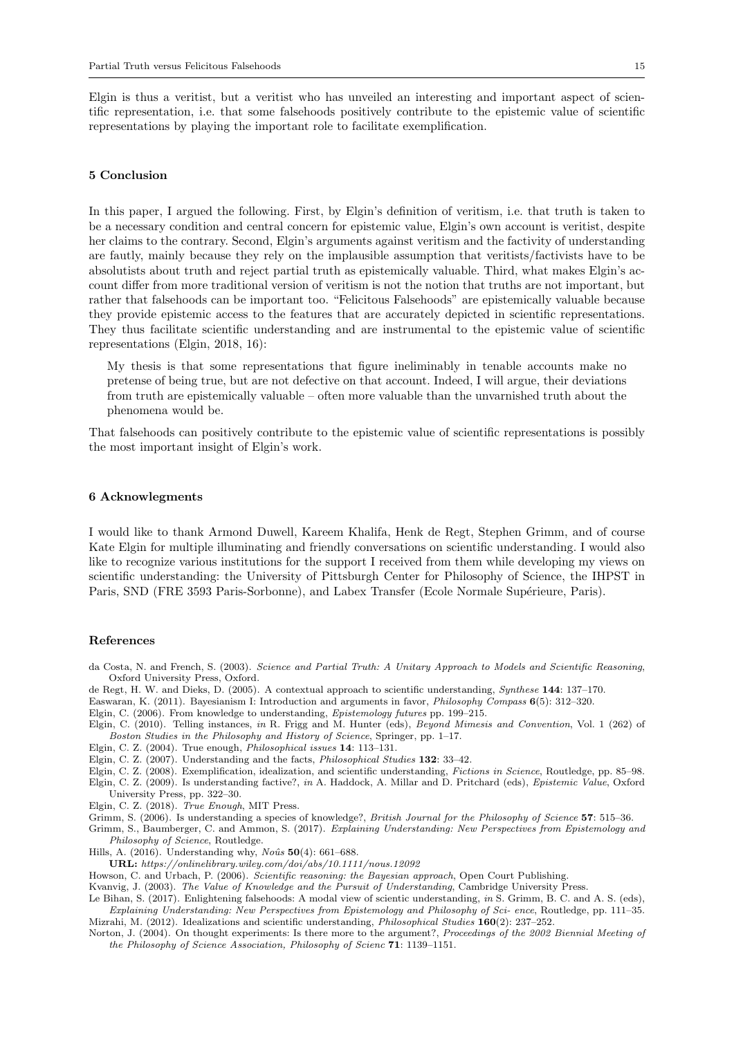Elgin is thus a veritist, but a veritist who has unveiled an interesting and important aspect of scientific representation, i.e. that some falsehoods positively contribute to the epistemic value of scientific representations by playing the important role to facilitate exemplification.

## 5 Conclusion

In this paper, I argued the following. First, by Elgin's definition of veritism, i.e. that truth is taken to be a necessary condition and central concern for epistemic value, Elgin's own account is veritist, despite her claims to the contrary. Second, Elgin's arguments against veritism and the factivity of understanding are fautly, mainly because they rely on the implausible assumption that veritists/factivists have to be absolutists about truth and reject partial truth as epistemically valuable. Third, what makes Elgin's account differ from more traditional version of veritism is not the notion that truths are not important, but rather that falsehoods can be important too. "Felicitous Falsehoods" are epistemically valuable because they provide epistemic access to the features that are accurately depicted in scientific representations. They thus facilitate scientific understanding and are instrumental to the epistemic value of scientific representations (Elgin, 2018, 16):

> My thesis is that some representations that figure ineliminably in tenable accounts make no pretense of being true, but are not defective on that account. Indeed, I will argue, their deviations from truth are epistemically valuable – often more valuable than the unvarnished truth about the phenomena would be.

That falsehoods can positively contribute to the epistemic value of scientific representations is possibly the most important insight of Elgin's work.

## 6 Acknowlegments

I would like to thank Armond Duwell, Kareem Khalifa, Henk de Regt, Stephen Grimm, and of course Kate Elgin for multiple illuminating and friendly conversations on scientific understanding. I would also like to recognize various institutions for the support I received from them while developing my views on scientific understanding: the University of Pittsburgh Center for Philosophy of Science, the IHPST in Paris, SND (FRE 3593 Paris-Sorbonne), and Labex Transfer (Ecole Normale Supérieure, Paris).

## References

da Costa, N. and French, S. (2003). *Science and Partial Truth: A Unitary Approach to Models and Scientific Reasoning*, Oxford University Press, Oxford.

de Regt, H. W. and Dieks, D. (2005). A contextual approach to scientific understanding, *Synthese* **144**: 137–170.

Easwaran, K. (2011). Bayesianism I: Introduction and arguments in favor, *Philosophy Compass* **6**(5): 312–320.

Elgin, C. (2006). From knowledge to understanding, *Epistemology futures* pp. 199–215.

Elgin, C. (2010). Telling instances, *in* R. Frigg and M. Hunter (eds), *Beyond Mimesis and Convention*, Vol. 1 (262) of *Boston Studies in the Philosophy and History of Science*, Springer, pp. 1–17.

Elgin, C. Z. (2004). True enough, *Philosophical issues* **14**: 113–131.

Elgin, C. Z. (2007). Understanding and the facts, *Philosophical Studies* **132**: 33–42.

Elgin, C. Z. (2008). Exemplification, idealization, and scientific understanding, *Fictions in Science*, Routledge, pp. 85–98.

Elgin, C. Z. (2009). Is understanding factive?, *in* A. Haddock, A. Millar and D. Pritchard (eds), *Epistemic Value*, Oxford University Press, pp. 322–30.

Elgin, C. Z. (2018). *True Enough*, MIT Press.

Grimm, S. (2006). Is understanding a species of knowledge?, *British Journal for the Philosophy of Science* **57**: 515–36.

Grimm, S., Baumberger, C. and Ammon, S. (2017). *Explaining Understanding: New Perspectives from Epistemology and Philosophy of Science*, Routledge.

Hills, A. (2016). Understanding why, *Noûs* **50**(4): 661–688.
**URL:** *https://onlinelibrary.wiley.com/doi/abs/10.1111/nous.12092*

Howson, C. and Urbach, P. (2006). *Scientific reasoning: the Bayesian approach*, Open Court Publishing.

Kvanvig, J. (2003). *The Value of Knowledge and the Pursuit of Understanding*, Cambridge University Press.

Le Bihan, S. (2017). Enlightening falsehoods: A modal view of scientific understanding, *in* S. Grimm, B. C. and A. S. (eds), *Explaining Understanding: New Perspectives from Epistemology and Philosophy of Sci- ence*, Routledge, pp. 111–35.

Mizrahi, M. (2012). Idealizations and scientific understanding, *Philosophical Studies* **160**(2): 237–252.

Norton, J. (2004). On thought experiments: Is there more to the argument?, *Proceedings of the 2002 Biennial Meeting of the Philosophy of Science Association, Philosophy of Scienc* **71**: 1139–1151.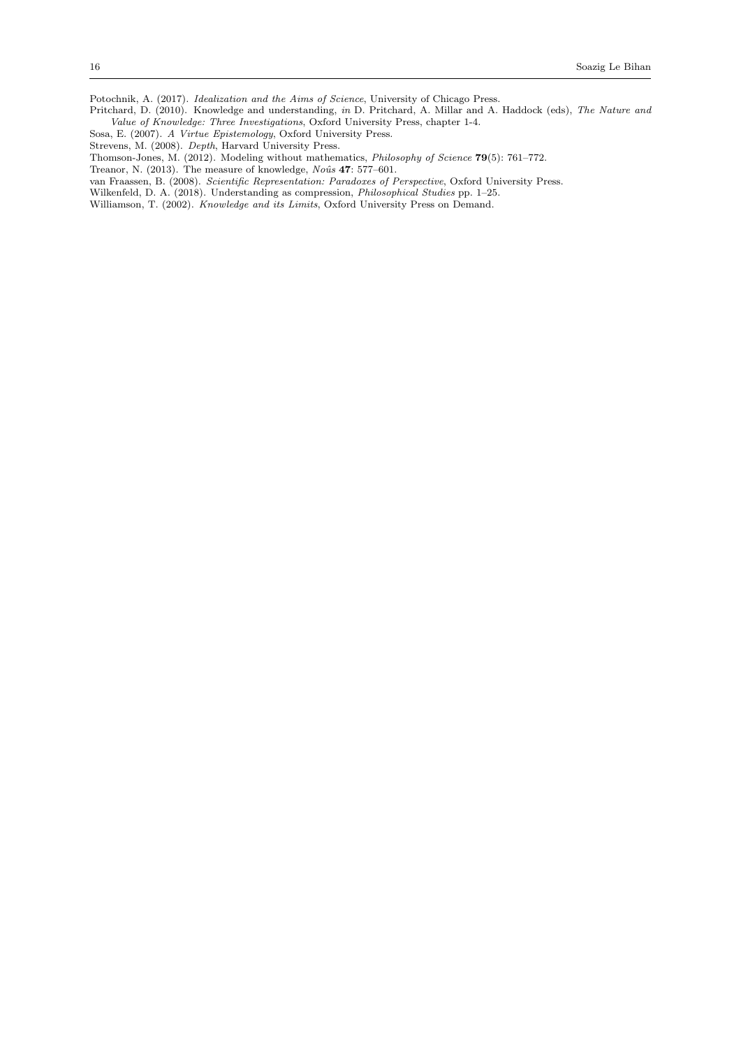Potochnik, A. (2017). *Idealization and the Aims of Science*, University of Chicago Press.

Pritchard, D. (2010). Knowledge and understanding, *in* D. Pritchard, A. Millar and A. Haddock (eds), *The Nature and Value of Knowledge: Three Investigations*, Oxford University Press, chapter 1-4.

Sosa, E. (2007). *A Virtue Epistemology*, Oxford University Press.

Strevens, M. (2008). *Depth*, Harvard University Press.

Thomson-Jones, M. (2012). Modeling without mathematics, *Philosophy of Science* **79**(5): 761–772.

Treanor, N. (2013). The measure of knowledge, *Noûs* **47**: 577–601.

van Fraassen, B. (2008). *Scientific Representation: Paradoxes of Perspective*, Oxford University Press.

Wilkenfeld, D. A. (2018). Understanding as compression, *Philosophical Studies* pp. 1–25.

Williamson, T. (2002). *Knowledge and its Limits*, Oxford University Press on Demand.